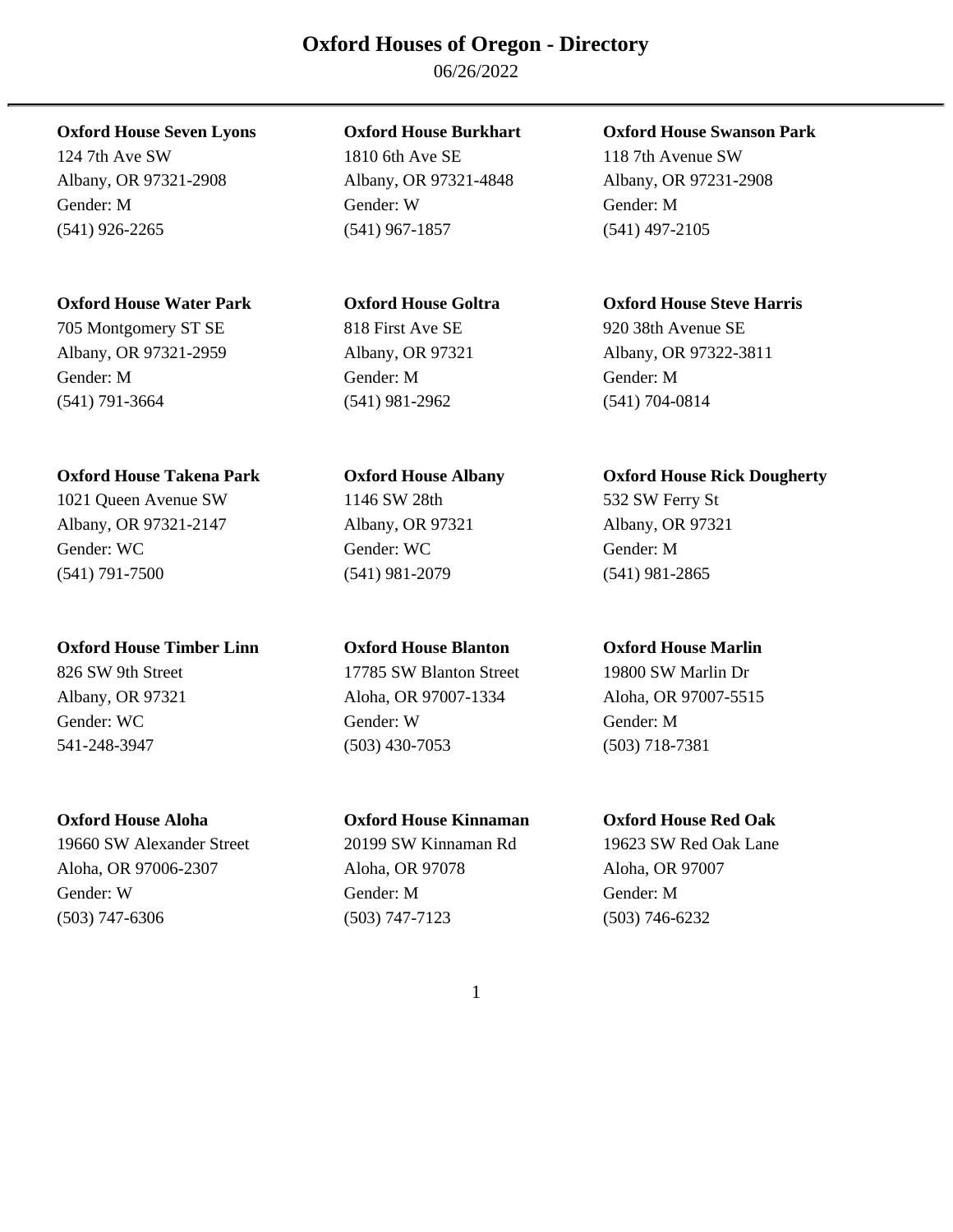# Oxford Houses of Oregon - Directory

06/26/2022

---

**Oxford House Seven Lyons**
124 7th Ave SW
Albany, OR 97321-2908
Gender: M
(541) 926-2265

**Oxford House Burkhart**
1810 6th Ave SE
Albany, OR 97321-4848
Gender: W
(541) 967-1857

**Oxford House Swanson Park**
118 7th Avenue SW
Albany, OR 97231-2908
Gender: M
(541) 497-2105

**Oxford House Water Park**
705 Montgomery ST SE
Albany, OR 97321-2959
Gender: M
(541) 791-3664

**Oxford House Goltra**
818 First Ave SE
Albany, OR 97321
Gender: M
(541) 981-2962

**Oxford House Steve Harris**
920 38th Avenue SE
Albany, OR 97322-3811
Gender: M
(541) 704-0814

**Oxford House Takena Park**
1021 Queen Avenue SW
Albany, OR 97321-2147
Gender: WC
(541) 791-7500

**Oxford House Albany**
1146 SW 28th
Albany, OR 97321
Gender: WC
(541) 981-2079

**Oxford House Rick Dougherty**
532 SW Ferry St
Albany, OR 97321
Gender: M
(541) 981-2865

**Oxford House Timber Linn**
826 SW 9th Street
Albany, OR 97321
Gender: WC
541-248-3947

**Oxford House Blanton**
17785 SW Blanton Street
Aloha, OR 97007-1334
Gender: W
(503) 430-7053

**Oxford House Marlin**
19800 SW Marlin Dr
Aloha, OR 97007-5515
Gender: M
(503) 718-7381

**Oxford House Aloha**
19660 SW Alexander Street
Aloha, OR 97006-2307
Gender: W
(503) 747-6306

**Oxford House Kinnaman**
20199 SW Kinnaman Rd
Aloha, OR 97078
Gender: M
(503) 747-7123

**Oxford House Red Oak**
19623 SW Red Oak Lane
Aloha, OR 97007
Gender: M
(503) 746-6232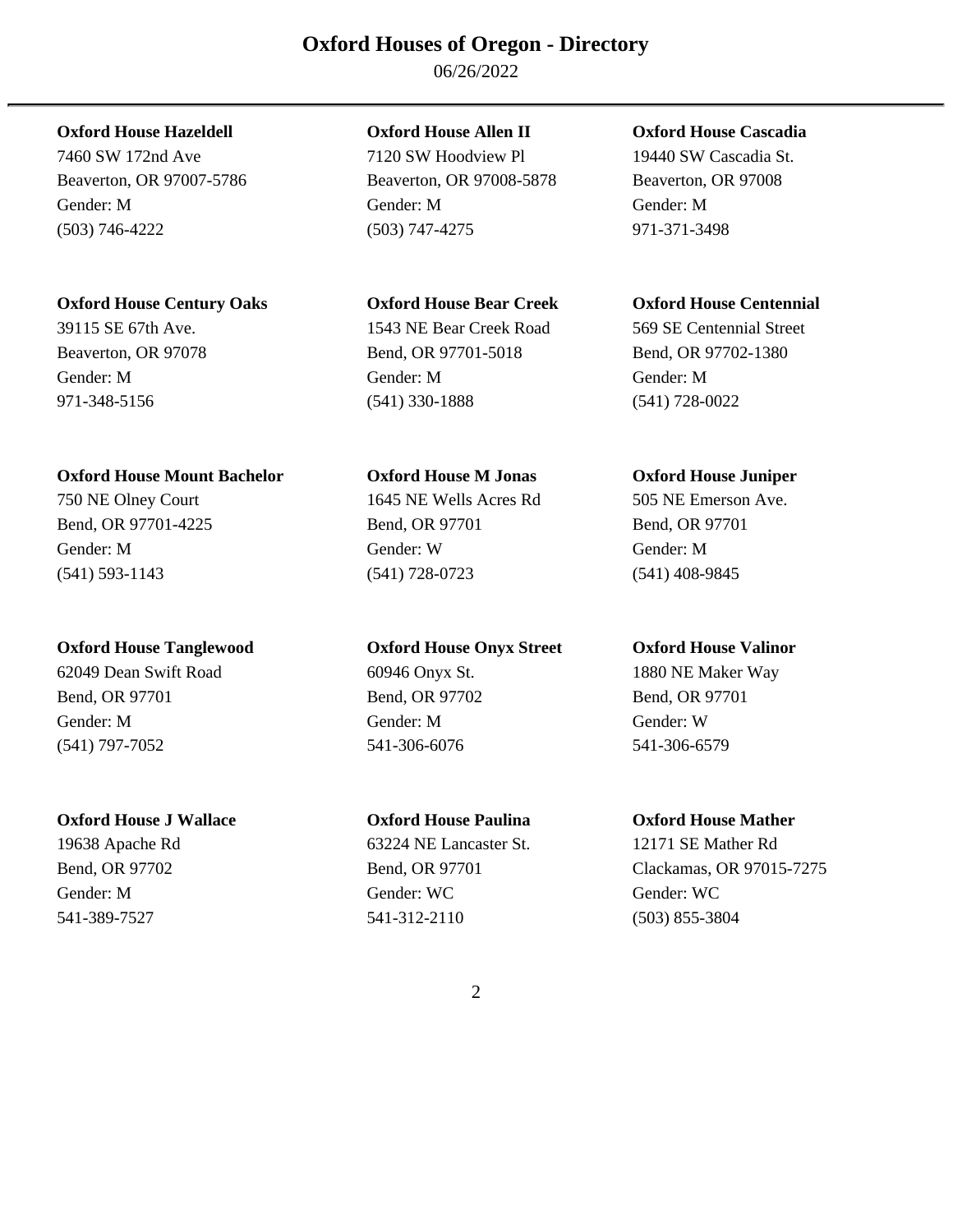# Oxford Houses of Oregon - Directory

06/26/2022

**Oxford House Hazeldell**
7460 SW 172nd Ave
Beaverton, OR 97007-5786
Gender: M
(503) 746-4222

**Oxford House Allen II**
7120 SW Hoodview Pl
Beaverton, OR 97008-5878
Gender: M
(503) 747-4275

**Oxford House Cascadia**
19440 SW Cascadia St.
Beaverton, OR 97008
Gender: M
971-371-3498

**Oxford House Century Oaks**
39115 SE 67th Ave.
Beaverton, OR 97078
Gender: M
971-348-5156

**Oxford House Bear Creek**
1543 NE Bear Creek Road
Bend, OR 97701-5018
Gender: M
(541) 330-1888

**Oxford House Centennial**
569 SE Centennial Street
Bend, OR 97702-1380
Gender: M
(541) 728-0022

**Oxford House Mount Bachelor**
750 NE Olney Court
Bend, OR 97701-4225
Gender: M
(541) 593-1143

**Oxford House M Jonas**
1645 NE Wells Acres Rd
Bend, OR 97701
Gender: W
(541) 728-0723

**Oxford House Juniper**
505 NE Emerson Ave.
Bend, OR 97701
Gender: M
(541) 408-9845

**Oxford House Tanglewood**
62049 Dean Swift Road
Bend, OR 97701
Gender: M
(541) 797-7052

**Oxford House Onyx Street**
60946 Onyx St.
Bend, OR 97702
Gender: M
541-306-6076

**Oxford House Valinor**
1880 NE Maker Way
Bend, OR 97701
Gender: W
541-306-6579

**Oxford House J Wallace**
19638 Apache Rd
Bend, OR 97702
Gender: M
541-389-7527

**Oxford House Paulina**
63224 NE Lancaster St.
Bend, OR 97701
Gender: WC
541-312-2110

**Oxford House Mather**
12171 SE Mather Rd
Clackamas, OR 97015-7275
Gender: WC
(503) 855-3804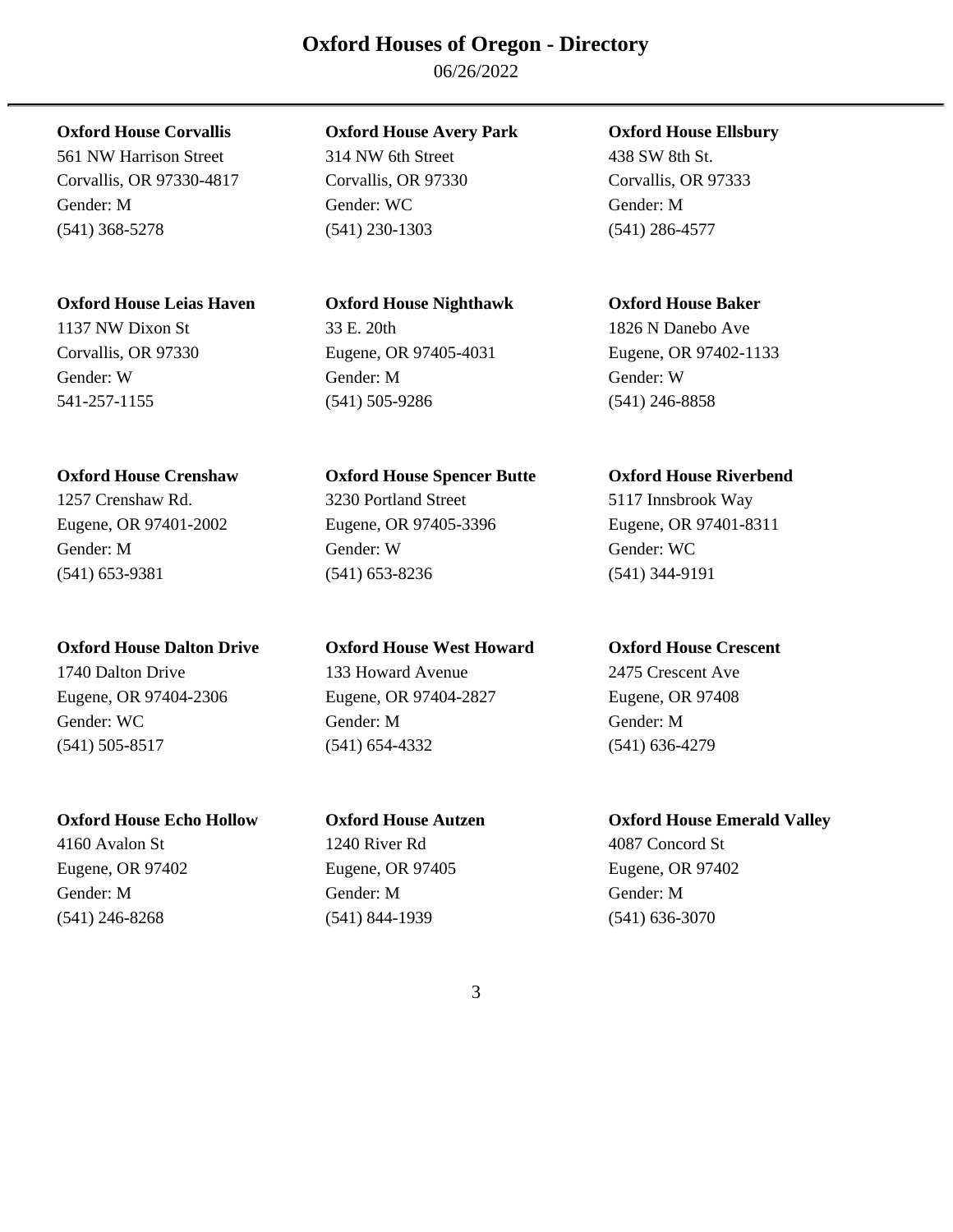# Oxford Houses of Oregon - Directory

06/26/2022

**Oxford House Corvallis**
561 NW Harrison Street
Corvallis, OR 97330-4817
Gender: M
(541) 368-5278

**Oxford House Avery Park**
314 NW 6th Street
Corvallis, OR 97330
Gender: WC
(541) 230-1303

**Oxford House Ellsbury**
438 SW 8th St.
Corvallis, OR 97333
Gender: M
(541) 286-4577

**Oxford House Leias Haven**
1137 NW Dixon St
Corvallis, OR 97330
Gender: W
541-257-1155

**Oxford House Nighthawk**
33 E. 20th
Eugene, OR 97405-4031
Gender: M
(541) 505-9286

**Oxford House Baker**
1826 N Danebo Ave
Eugene, OR 97402-1133
Gender: W
(541) 246-8858

**Oxford House Crenshaw**
1257 Crenshaw Rd.
Eugene, OR 97401-2002
Gender: M
(541) 653-9381

**Oxford House Spencer Butte**
3230 Portland Street
Eugene, OR 97405-3396
Gender: W
(541) 653-8236

**Oxford House Riverbend**
5117 Innsbrook Way
Eugene, OR 97401-8311
Gender: WC
(541) 344-9191

**Oxford House Dalton Drive**
1740 Dalton Drive
Eugene, OR 97404-2306
Gender: WC
(541) 505-8517

**Oxford House West Howard**
133 Howard Avenue
Eugene, OR 97404-2827
Gender: M
(541) 654-4332

**Oxford House Crescent**
2475 Crescent Ave
Eugene, OR 97408
Gender: M
(541) 636-4279

**Oxford House Echo Hollow**
4160 Avalon St
Eugene, OR 97402
Gender: M
(541) 246-8268

**Oxford House Autzen**
1240 River Rd
Eugene, OR 97405
Gender: M
(541) 844-1939

**Oxford House Emerald Valley**
4087 Concord St
Eugene, OR 97402
Gender: M
(541) 636-3070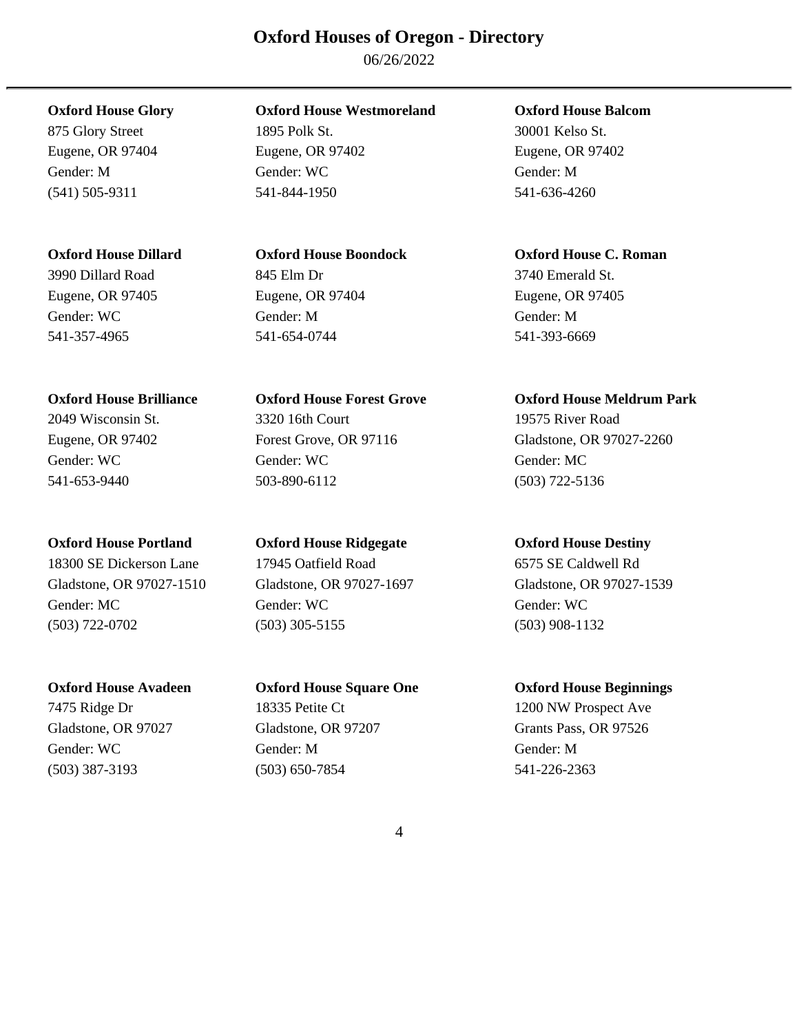# Oxford Houses of Oregon - Directory

06/26/2022

**Oxford House Glory**
875 Glory Street
Eugene, OR 97404
Gender: M
(541) 505-9311

**Oxford House Westmoreland**
1895 Polk St.
Eugene, OR 97402
Gender: WC
541-844-1950

**Oxford House Balcom**
30001 Kelso St.
Eugene, OR 97402
Gender: M
541-636-4260

**Oxford House Dillard**
3990 Dillard Road
Eugene, OR 97405
Gender: WC
541-357-4965

**Oxford House Boondock**
845 Elm Dr
Eugene, OR 97404
Gender: M
541-654-0744

**Oxford House C. Roman**
3740 Emerald St.
Eugene, OR 97405
Gender: M
541-393-6669

**Oxford House Brilliance**
2049 Wisconsin St.
Eugene, OR 97402
Gender: WC
541-653-9440

**Oxford House Forest Grove**
3320 16th Court
Forest Grove, OR 97116
Gender: WC
503-890-6112

**Oxford House Meldrum Park**
19575 River Road
Gladstone, OR 97027-2260
Gender: MC
(503) 722-5136

**Oxford House Portland**
18300 SE Dickerson Lane
Gladstone, OR 97027-1510
Gender: MC
(503) 722-0702

**Oxford House Ridgegate**
17945 Oatfield Road
Gladstone, OR 97027-1697
Gender: WC
(503) 305-5155

**Oxford House Destiny**
6575 SE Caldwell Rd
Gladstone, OR 97027-1539
Gender: WC
(503) 908-1132

**Oxford House Avadeen**
7475 Ridge Dr
Gladstone, OR 97027
Gender: WC
(503) 387-3193

**Oxford House Square One**
18335 Petite Ct
Gladstone, OR 97207
Gender: M
(503) 650-7854

**Oxford House Beginnings**
1200 NW Prospect Ave
Grants Pass, OR 97526
Gender: M
541-226-2363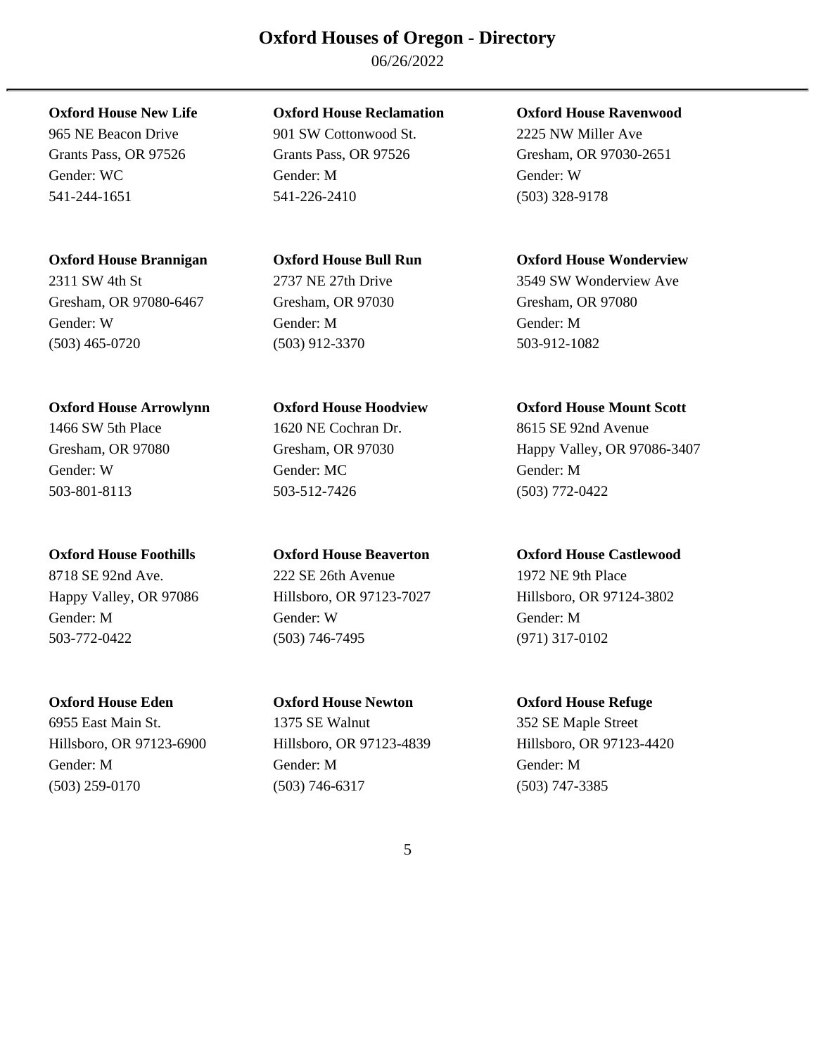# Oxford Houses of Oregon - Directory

06/26/2022

---

**Oxford House New Life**
965 NE Beacon Drive
Grants Pass, OR 97526
Gender: WC
541-244-1651

**Oxford House Reclamation**
901 SW Cottonwood St.
Grants Pass, OR 97526
Gender: M
541-226-2410

**Oxford House Ravenwood**
2225 NW Miller Ave
Gresham, OR 97030-2651
Gender: W
(503) 328-9178

**Oxford House Brannigan**
2311 SW 4th St
Gresham, OR 97080-6467
Gender: W
(503) 465-0720

**Oxford House Bull Run**
2737 NE 27th Drive
Gresham, OR 97030
Gender: M
(503) 912-3370

**Oxford House Wonderview**
3549 SW Wonderview Ave
Gresham, OR 97080
Gender: M
503-912-1082

**Oxford House Arrowlynn**
1466 SW 5th Place
Gresham, OR 97080
Gender: W
503-801-8113

**Oxford House Hoodview**
1620 NE Cochran Dr.
Gresham, OR 97030
Gender: MC
503-512-7426

**Oxford House Mount Scott**
8615 SE 92nd Avenue
Happy Valley, OR 97086-3407
Gender: M
(503) 772-0422

**Oxford House Foothills**
8718 SE 92nd Ave.
Happy Valley, OR 97086
Gender: M
503-772-0422

**Oxford House Beaverton**
222 SE 26th Avenue
Hillsboro, OR 97123-7027
Gender: W
(503) 746-7495

**Oxford House Castlewood**
1972 NE 9th Place
Hillsboro, OR 97124-3802
Gender: M
(971) 317-0102

**Oxford House Eden**
6955 East Main St.
Hillsboro, OR 97123-6900
Gender: M
(503) 259-0170

**Oxford House Newton**
1375 SE Walnut
Hillsboro, OR 97123-4839
Gender: M
(503) 746-6317

**Oxford House Refuge**
352 SE Maple Street
Hillsboro, OR 97123-4420
Gender: M
(503) 747-3385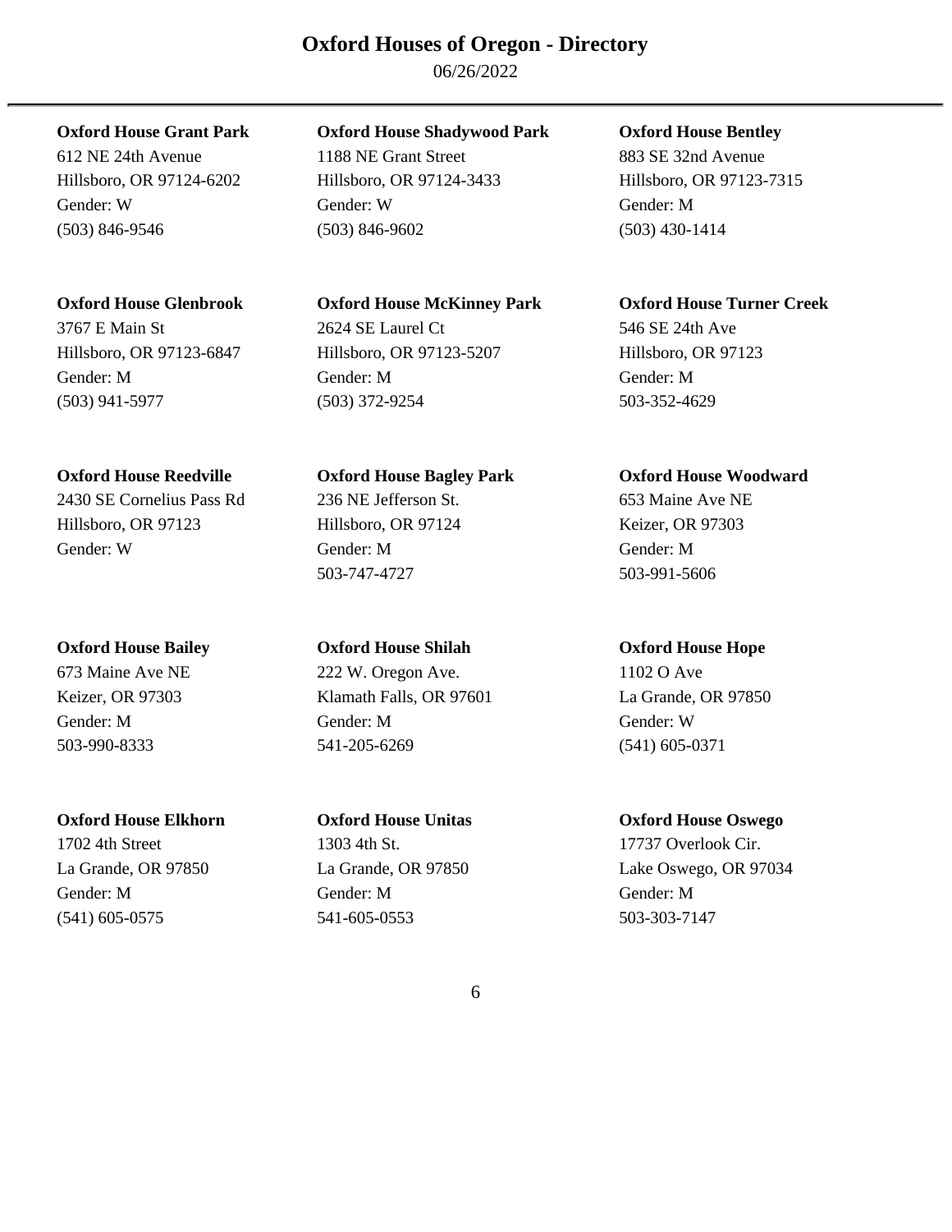# Oxford Houses of Oregon - Directory

06/26/2022

**Oxford House Grant Park**
612 NE 24th Avenue
Hillsboro, OR 97124-6202
Gender: W
(503) 846-9546

**Oxford House Shadywood Park**
1188 NE Grant Street
Hillsboro, OR 97124-3433
Gender: W
(503) 846-9602

**Oxford House Bentley**
883 SE 32nd Avenue
Hillsboro, OR 97123-7315
Gender: M
(503) 430-1414

**Oxford House Glenbrook**
3767 E Main St
Hillsboro, OR 97123-6847
Gender: M
(503) 941-5977

**Oxford House McKinney Park**
2624 SE Laurel Ct
Hillsboro, OR 97123-5207
Gender: M
(503) 372-9254

**Oxford House Turner Creek**
546 SE 24th Ave
Hillsboro, OR 97123
Gender: M
503-352-4629

**Oxford House Reedville**
2430 SE Cornelius Pass Rd
Hillsboro, OR 97123
Gender: W

**Oxford House Bagley Park**
236 NE Jefferson St.
Hillsboro, OR 97124
Gender: M
503-747-4727

**Oxford House Woodward**
653 Maine Ave NE
Keizer, OR 97303
Gender: M
503-991-5606

**Oxford House Bailey**
673 Maine Ave NE
Keizer, OR 97303
Gender: M
503-990-8333

**Oxford House Shilah**
222 W. Oregon Ave.
Klamath Falls, OR 97601
Gender: M
541-205-6269

**Oxford House Hope**
1102 O Ave
La Grande, OR 97850
Gender: W
(541) 605-0371

**Oxford House Elkhorn**
1702 4th Street
La Grande, OR 97850
Gender: M
(541) 605-0575

**Oxford House Unitas**
1303 4th St.
La Grande, OR 97850
Gender: M
541-605-0553

**Oxford House Oswego**
17737 Overlook Cir.
Lake Oswego, OR 97034
Gender: M
503-303-7147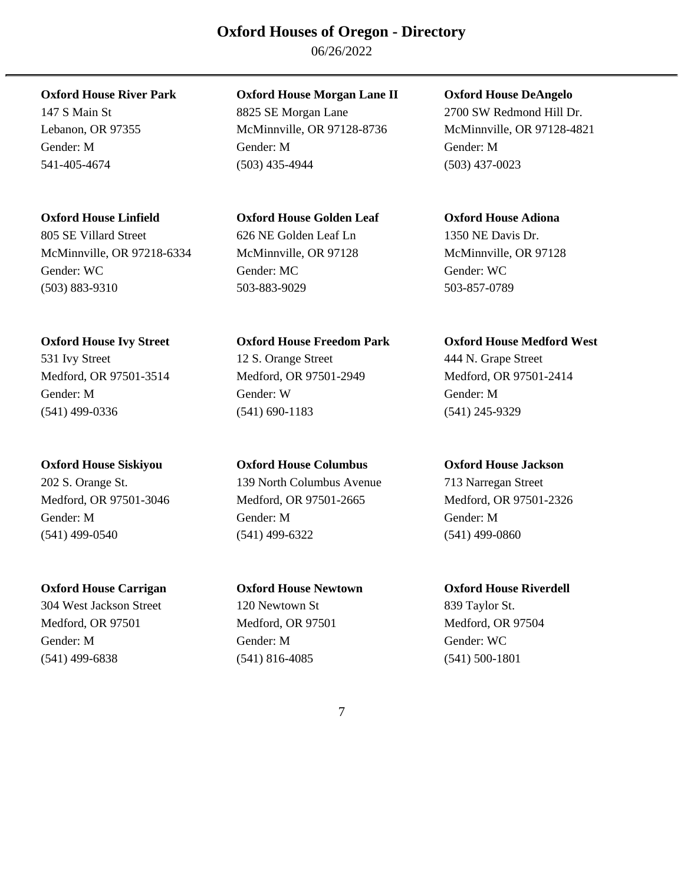# Oxford Houses of Oregon - Directory

06/26/2022

**Oxford House River Park**
147 S Main St
Lebanon, OR 97355
Gender: M
541-405-4674

**Oxford House Morgan Lane II**
8825 SE Morgan Lane
McMinnville, OR 97128-8736
Gender: M
(503) 435-4944

**Oxford House DeAngelo**
2700 SW Redmond Hill Dr.
McMinnville, OR 97128-4821
Gender: M
(503) 437-0023

**Oxford House Linfield**
805 SE Villard Street
McMinnville, OR 97218-6334
Gender: WC
(503) 883-9310

**Oxford House Golden Leaf**
626 NE Golden Leaf Ln
McMinnville, OR 97128
Gender: MC
503-883-9029

**Oxford House Adiona**
1350 NE Davis Dr.
McMinnville, OR 97128
Gender: WC
503-857-0789

**Oxford House Ivy Street**
531 Ivy Street
Medford, OR 97501-3514
Gender: M
(541) 499-0336

**Oxford House Freedom Park**
12 S. Orange Street
Medford, OR 97501-2949
Gender: W
(541) 690-1183

**Oxford House Medford West**
444 N. Grape Street
Medford, OR 97501-2414
Gender: M
(541) 245-9329

**Oxford House Siskiyou**
202 S. Orange St.
Medford, OR 97501-3046
Gender: M
(541) 499-0540

**Oxford House Columbus**
139 North Columbus Avenue
Medford, OR 97501-2665
Gender: M
(541) 499-6322

**Oxford House Jackson**
713 Narregan Street
Medford, OR 97501-2326
Gender: M
(541) 499-0860

**Oxford House Carrigan**
304 West Jackson Street
Medford, OR 97501
Gender: M
(541) 499-6838

**Oxford House Newtown**
120 Newtown St
Medford, OR 97501
Gender: M
(541) 816-4085

**Oxford House Riverdell**
839 Taylor St.
Medford, OR 97504
Gender: WC
(541) 500-1801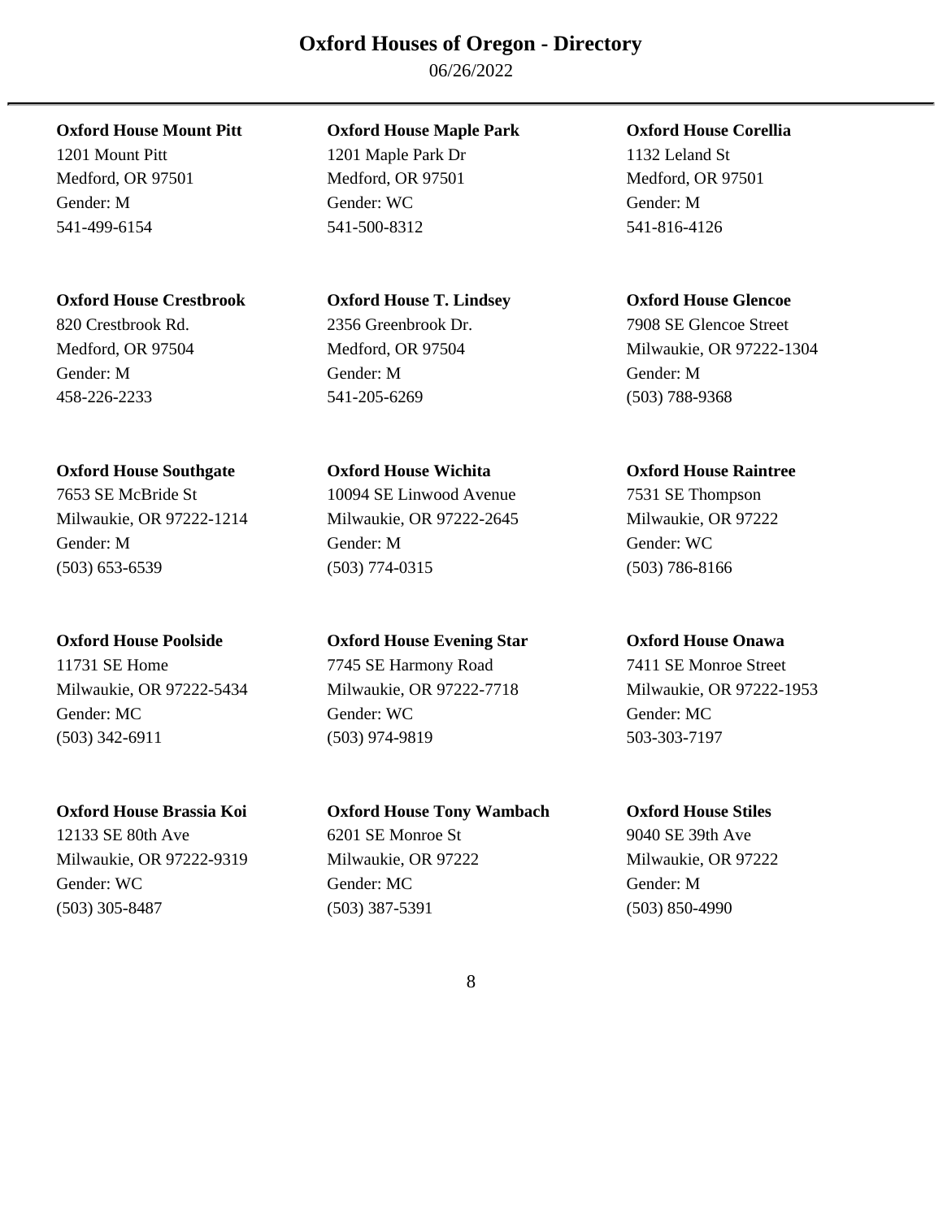# Oxford Houses of Oregon - Directory

06/26/2022

---

**Oxford House Mount Pitt**
1201 Mount Pitt
Medford, OR 97501
Gender: M
541-499-6154

**Oxford House Maple Park**
1201 Maple Park Dr
Medford, OR 97501
Gender: WC
541-500-8312

**Oxford House Corellia**
1132 Leland St
Medford, OR 97501
Gender: M
541-816-4126

**Oxford House Crestbrook**
820 Crestbrook Rd.
Medford, OR 97504
Gender: M
458-226-2233

**Oxford House T. Lindsey**
2356 Greenbrook Dr.
Medford, OR 97504
Gender: M
541-205-6269

**Oxford House Glencoe**
7908 SE Glencoe Street
Milwaukie, OR 97222-1304
Gender: M
(503) 788-9368

**Oxford House Southgate**
7653 SE McBride St
Milwaukie, OR 97222-1214
Gender: M
(503) 653-6539

**Oxford House Wichita**
10094 SE Linwood Avenue
Milwaukie, OR 97222-2645
Gender: M
(503) 774-0315

**Oxford House Raintree**
7531 SE Thompson
Milwaukie, OR 97222
Gender: WC
(503) 786-8166

**Oxford House Poolside**
11731 SE Home
Milwaukie, OR 97222-5434
Gender: MC
(503) 342-6911

**Oxford House Evening Star**
7745 SE Harmony Road
Milwaukie, OR 97222-7718
Gender: WC
(503) 974-9819

**Oxford House Onawa**
7411 SE Monroe Street
Milwaukie, OR 97222-1953
Gender: MC
503-303-7197

**Oxford House Brassia Koi**
12133 SE 80th Ave
Milwaukie, OR 97222-9319
Gender: WC
(503) 305-8487

**Oxford House Tony Wambach**
6201 SE Monroe St
Milwaukie, OR 97222
Gender: MC
(503) 387-5391

**Oxford House Stiles**
9040 SE 39th Ave
Milwaukie, OR 97222
Gender: M
(503) 850-4990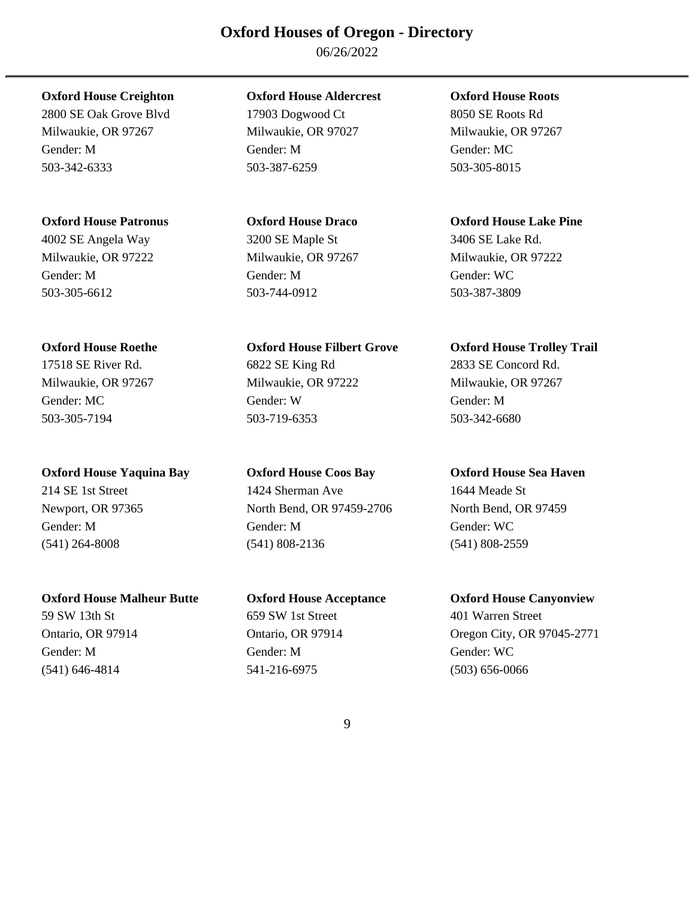# Oxford Houses of Oregon - Directory

06/26/2022

**Oxford House Creighton**
2800 SE Oak Grove Blvd
Milwaukie, OR 97267
Gender: M
503-342-6333

**Oxford House Aldercrest**
17903 Dogwood Ct
Milwaukie, OR 97027
Gender: M
503-387-6259

**Oxford House Roots**
8050 SE Roots Rd
Milwaukie, OR 97267
Gender: MC
503-305-8015

**Oxford House Patronus**
4002 SE Angela Way
Milwaukie, OR 97222
Gender: M
503-305-6612

**Oxford House Draco**
3200 SE Maple St
Milwaukie, OR 97267
Gender: M
503-744-0912

**Oxford House Lake Pine**
3406 SE Lake Rd.
Milwaukie, OR 97222
Gender: WC
503-387-3809

**Oxford House Roethe**
17518 SE River Rd.
Milwaukie, OR 97267
Gender: MC
503-305-7194

**Oxford House Filbert Grove**
6822 SE King Rd
Milwaukie, OR 97222
Gender: W
503-719-6353

**Oxford House Trolley Trail**
2833 SE Concord Rd.
Milwaukie, OR 97267
Gender: M
503-342-6680

**Oxford House Yaquina Bay**
214 SE 1st Street
Newport, OR 97365
Gender: M
(541) 264-8008

**Oxford House Coos Bay**
1424 Sherman Ave
North Bend, OR 97459-2706
Gender: M
(541) 808-2136

**Oxford House Sea Haven**
1644 Meade St
North Bend, OR 97459
Gender: WC
(541) 808-2559

**Oxford House Malheur Butte**
59 SW 13th St
Ontario, OR 97914
Gender: M
(541) 646-4814

**Oxford House Acceptance**
659 SW 1st Street
Ontario, OR 97914
Gender: M
541-216-6975

**Oxford House Canyonview**
401 Warren Street
Oregon City, OR 97045-2771
Gender: WC
(503) 656-0066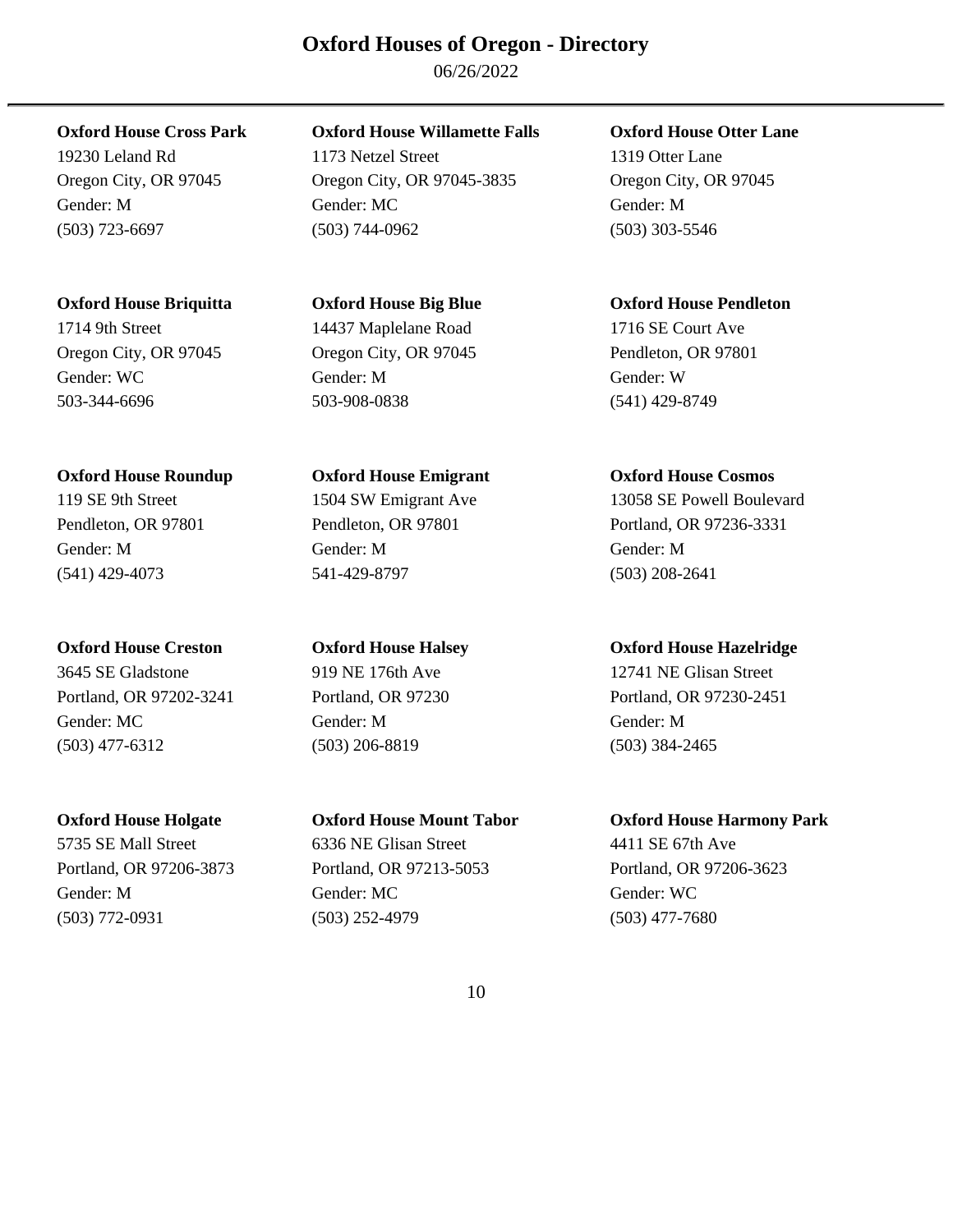# Oxford Houses of Oregon - Directory

06/26/2022

**Oxford House Cross Park**
19230 Leland Rd
Oregon City, OR 97045
Gender: M
(503) 723-6697

**Oxford House Willamette Falls**
1173 Netzel Street
Oregon City, OR 97045-3835
Gender: MC
(503) 744-0962

**Oxford House Otter Lane**
1319 Otter Lane
Oregon City, OR 97045
Gender: M
(503) 303-5546

**Oxford House Briquitta**
1714 9th Street
Oregon City, OR 97045
Gender: WC
503-344-6696

**Oxford House Big Blue**
14437 Maplelane Road
Oregon City, OR 97045
Gender: M
503-908-0838

**Oxford House Pendleton**
1716 SE Court Ave
Pendleton, OR 97801
Gender: W
(541) 429-8749

**Oxford House Roundup**
119 SE 9th Street
Pendleton, OR 97801
Gender: M
(541) 429-4073

**Oxford House Emigrant**
1504 SW Emigrant Ave
Pendleton, OR 97801
Gender: M
541-429-8797

**Oxford House Cosmos**
13058 SE Powell Boulevard
Portland, OR 97236-3331
Gender: M
(503) 208-2641

**Oxford House Creston**
3645 SE Gladstone
Portland, OR 97202-3241
Gender: MC
(503) 477-6312

**Oxford House Halsey**
919 NE 176th Ave
Portland, OR 97230
Gender: M
(503) 206-8819

**Oxford House Hazelridge**
12741 NE Glisan Street
Portland, OR 97230-2451
Gender: M
(503) 384-2465

**Oxford House Holgate**
5735 SE Mall Street
Portland, OR 97206-3873
Gender: M
(503) 772-0931

**Oxford House Mount Tabor**
6336 NE Glisan Street
Portland, OR 97213-5053
Gender: MC
(503) 252-4979

**Oxford House Harmony Park**
4411 SE 67th Ave
Portland, OR 97206-3623
Gender: WC
(503) 477-7680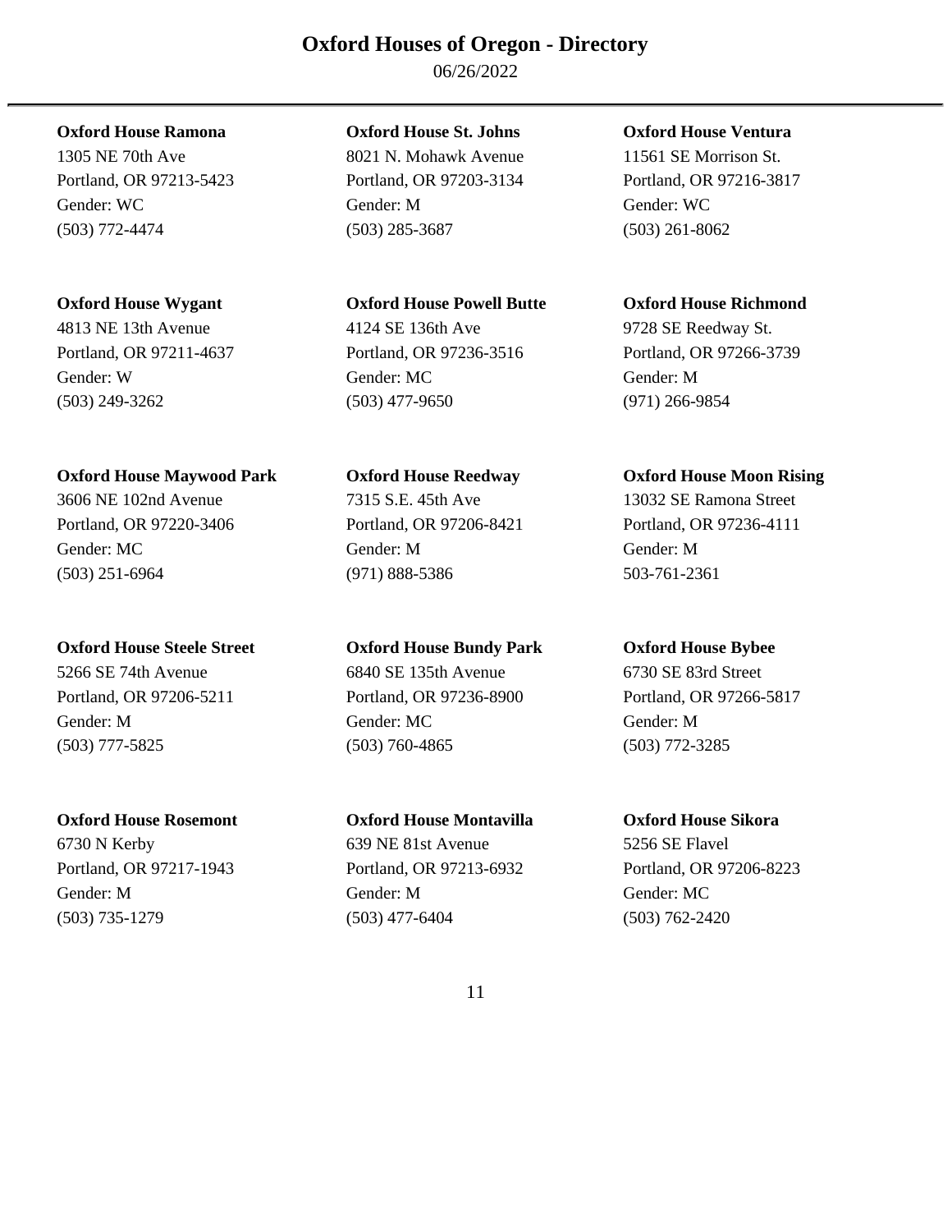# Oxford Houses of Oregon - Directory

06/26/2022

**Oxford House Ramona**
1305 NE 70th Ave
Portland, OR 97213-5423
Gender: WC
(503) 772-4474

**Oxford House St. Johns**
8021 N. Mohawk Avenue
Portland, OR 97203-3134
Gender: M
(503) 285-3687

**Oxford House Ventura**
11561 SE Morrison St.
Portland, OR 97216-3817
Gender: WC
(503) 261-8062

**Oxford House Wygant**
4813 NE 13th Avenue
Portland, OR 97211-4637
Gender: W
(503) 249-3262

**Oxford House Powell Butte**
4124 SE 136th Ave
Portland, OR 97236-3516
Gender: MC
(503) 477-9650

**Oxford House Richmond**
9728 SE Reedway St.
Portland, OR 97266-3739
Gender: M
(971) 266-9854

**Oxford House Maywood Park**
3606 NE 102nd Avenue
Portland, OR 97220-3406
Gender: MC
(503) 251-6964

**Oxford House Reedway**
7315 S.E. 45th Ave
Portland, OR 97206-8421
Gender: M
(971) 888-5386

**Oxford House Moon Rising**
13032 SE Ramona Street
Portland, OR 97236-4111
Gender: M
503-761-2361

**Oxford House Steele Street**
5266 SE 74th Avenue
Portland, OR 97206-5211
Gender: M
(503) 777-5825

**Oxford House Bundy Park**
6840 SE 135th Avenue
Portland, OR 97236-8900
Gender: MC
(503) 760-4865

**Oxford House Bybee**
6730 SE 83rd Street
Portland, OR 97266-5817
Gender: M
(503) 772-3285

**Oxford House Rosemont**
6730 N Kerby
Portland, OR 97217-1943
Gender: M
(503) 735-1279

**Oxford House Montavilla**
639 NE 81st Avenue
Portland, OR 97213-6932
Gender: M
(503) 477-6404

**Oxford House Sikora**
5256 SE Flavel
Portland, OR 97206-8223
Gender: MC
(503) 762-2420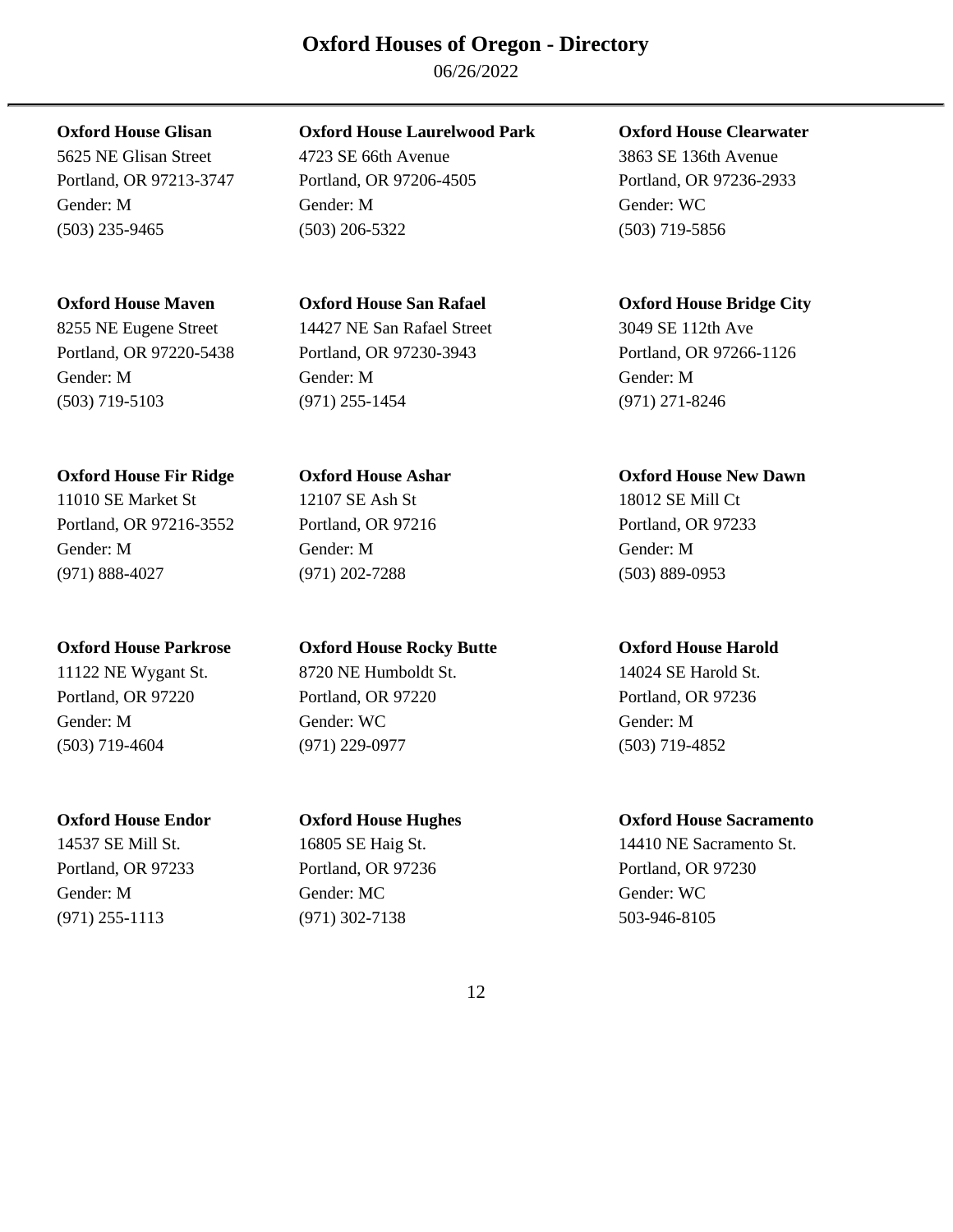# Oxford Houses of Oregon - Directory

06/26/2022

**Oxford House Glisan**
5625 NE Glisan Street
Portland, OR 97213-3747
Gender: M
(503) 235-9465

**Oxford House Laurelwood Park**
4723 SE 66th Avenue
Portland, OR 97206-4505
Gender: M
(503) 206-5322

**Oxford House Clearwater**
3863 SE 136th Avenue
Portland, OR 97236-2933
Gender: WC
(503) 719-5856

**Oxford House Maven**
8255 NE Eugene Street
Portland, OR 97220-5438
Gender: M
(503) 719-5103

**Oxford House San Rafael**
14427 NE San Rafael Street
Portland, OR 97230-3943
Gender: M
(971) 255-1454

**Oxford House Bridge City**
3049 SE 112th Ave
Portland, OR 97266-1126
Gender: M
(971) 271-8246

**Oxford House Fir Ridge**
11010 SE Market St
Portland, OR 97216-3552
Gender: M
(971) 888-4027

**Oxford House Ashar**
12107 SE Ash St
Portland, OR 97216
Gender: M
(971) 202-7288

**Oxford House New Dawn**
18012 SE Mill Ct
Portland, OR 97233
Gender: M
(503) 889-0953

**Oxford House Parkrose**
11122 NE Wygant St.
Portland, OR 97220
Gender: M
(503) 719-4604

**Oxford House Rocky Butte**
8720 NE Humboldt St.
Portland, OR 97220
Gender: WC
(971) 229-0977

**Oxford House Harold**
14024 SE Harold St.
Portland, OR 97236
Gender: M
(503) 719-4852

**Oxford House Endor**
14537 SE Mill St.
Portland, OR 97233
Gender: M
(971) 255-1113

**Oxford House Hughes**
16805 SE Haig St.
Portland, OR 97236
Gender: MC
(971) 302-7138

**Oxford House Sacramento**
14410 NE Sacramento St.
Portland, OR 97230
Gender: WC
503-946-8105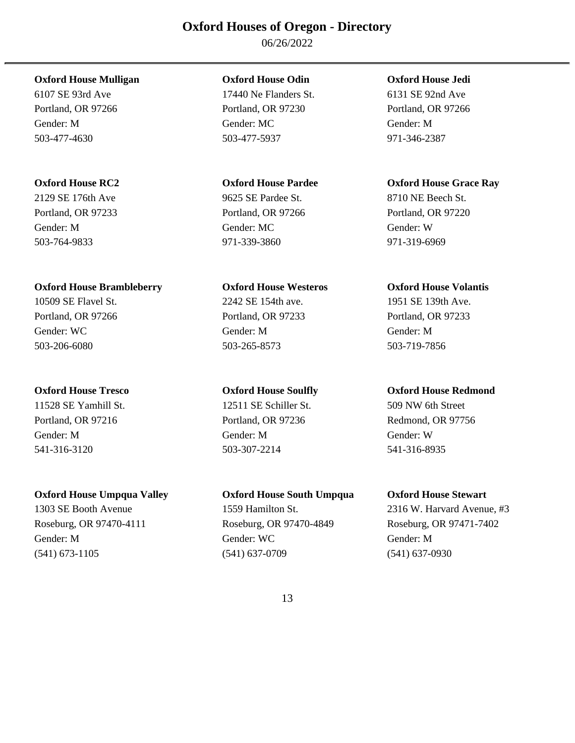# Oxford Houses of Oregon - Directory

06/26/2022

**Oxford House Mulligan**
6107 SE 93rd Ave
Portland, OR 97266
Gender: M
503-477-4630

**Oxford House Odin**
17440 Ne Flanders St.
Portland, OR 97230
Gender: MC
503-477-5937

**Oxford House Jedi**
6131 SE 92nd Ave
Portland, OR 97266
Gender: M
971-346-2387

**Oxford House RC2**
2129 SE 176th Ave
Portland, OR 97233
Gender: M
503-764-9833

**Oxford House Pardee**
9625 SE Pardee St.
Portland, OR 97266
Gender: MC
971-339-3860

**Oxford House Grace Ray**
8710 NE Beech St.
Portland, OR 97220
Gender: W
971-319-6969

**Oxford House Brambleberry**
10509 SE Flavel St.
Portland, OR 97266
Gender: WC
503-206-6080

**Oxford House Westeros**
2242 SE 154th ave.
Portland, OR 97233
Gender: M
503-265-8573

**Oxford House Volantis**
1951 SE 139th Ave.
Portland, OR 97233
Gender: M
503-719-7856

**Oxford House Tresco**
11528 SE Yamhill St.
Portland, OR 97216
Gender: M
541-316-3120

**Oxford House Soulfly**
12511 SE Schiller St.
Portland, OR 97236
Gender: M
503-307-2214

**Oxford House Redmond**
509 NW 6th Street
Redmond, OR 97756
Gender: W
541-316-8935

**Oxford House Umpqua Valley**
1303 SE Booth Avenue
Roseburg, OR 97470-4111
Gender: M
(541) 673-1105

**Oxford House South Umpqua**
1559 Hamilton St.
Roseburg, OR 97470-4849
Gender: WC
(541) 637-0709

**Oxford House Stewart**
2316 W. Harvard Avenue, #3
Roseburg, OR 97471-7402
Gender: M
(541) 637-0930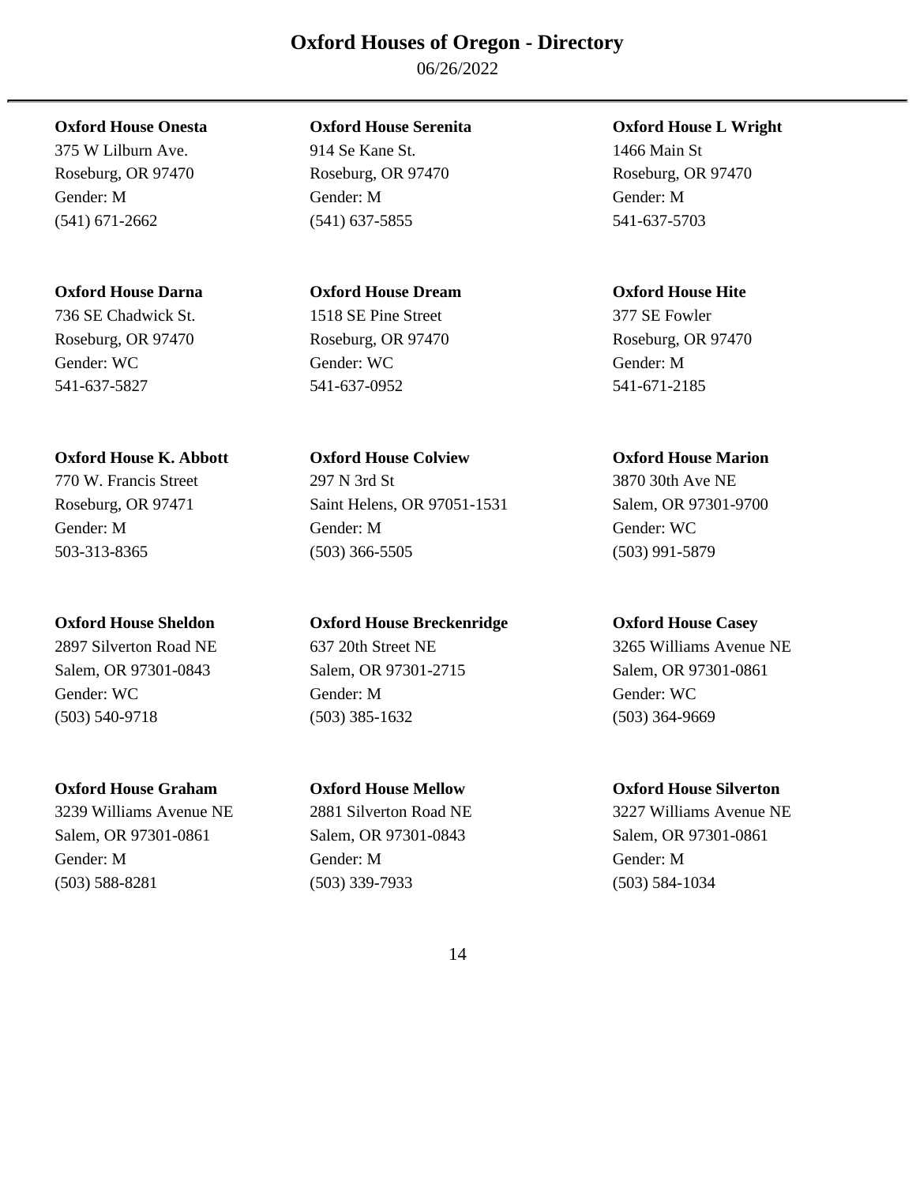# Oxford Houses of Oregon - Directory

06/26/2022

---

**Oxford House Onesta**
375 W Lilburn Ave.
Roseburg, OR 97470
Gender: M
(541) 671-2662

**Oxford House Serenita**
914 Se Kane St.
Roseburg, OR 97470
Gender: M
(541) 637-5855

**Oxford House L Wright**
1466 Main St
Roseburg, OR 97470
Gender: M
541-637-5703

**Oxford House Darna**
736 SE Chadwick St.
Roseburg, OR 97470
Gender: WC
541-637-5827

**Oxford House Dream**
1518 SE Pine Street
Roseburg, OR 97470
Gender: WC
541-637-0952

**Oxford House Hite**
377 SE Fowler
Roseburg, OR 97470
Gender: M
541-671-2185

**Oxford House K. Abbott**
770 W. Francis Street
Roseburg, OR 97471
Gender: M
503-313-8365

**Oxford House Colview**
297 N 3rd St
Saint Helens, OR 97051-1531
Gender: M
(503) 366-5505

**Oxford House Marion**
3870 30th Ave NE
Salem, OR 97301-9700
Gender: WC
(503) 991-5879

**Oxford House Sheldon**
2897 Silverton Road NE
Salem, OR 97301-0843
Gender: WC
(503) 540-9718

**Oxford House Breckenridge**
637 20th Street NE
Salem, OR 97301-2715
Gender: M
(503) 385-1632

**Oxford House Casey**
3265 Williams Avenue NE
Salem, OR 97301-0861
Gender: WC
(503) 364-9669

**Oxford House Graham**
3239 Williams Avenue NE
Salem, OR 97301-0861
Gender: M
(503) 588-8281

**Oxford House Mellow**
2881 Silverton Road NE
Salem, OR 97301-0843
Gender: M
(503) 339-7933

**Oxford House Silverton**
3227 Williams Avenue NE
Salem, OR 97301-0861
Gender: M
(503) 584-1034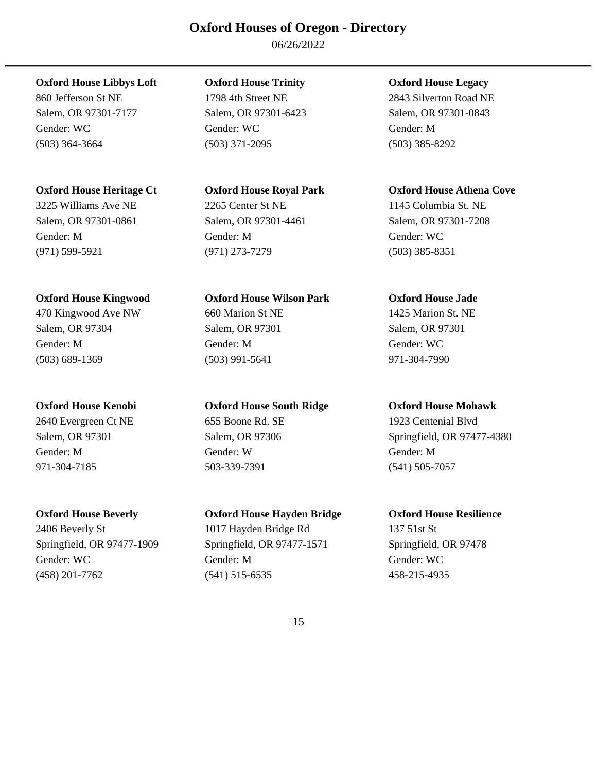# Oxford Houses of Oregon - Directory

06/26/2022

---

**Oxford House Libbys Loft**
860 Jefferson St NE
Salem, OR 97301-7177
Gender: WC
(503) 364-3664

**Oxford House Trinity**
1798 4th Street NE
Salem, OR 97301-6423
Gender: WC
(503) 371-2095

**Oxford House Legacy**
2843 Silverton Road NE
Salem, OR 97301-0843
Gender: M
(503) 385-8292

**Oxford House Heritage Ct**
3225 Williams Ave NE
Salem, OR 97301-0861
Gender: M
(971) 599-5921

**Oxford House Royal Park**
2265 Center St NE
Salem, OR 97301-4461
Gender: M
(971) 273-7279

**Oxford House Athena Cove**
1145 Columbia St. NE
Salem, OR 97301-7208
Gender: WC
(503) 385-8351

**Oxford House Kingwood**
470 Kingwood Ave NW
Salem, OR 97304
Gender: M
(503) 689-1369

**Oxford House Wilson Park**
660 Marion St NE
Salem, OR 97301
Gender: M
(503) 991-5641

**Oxford House Jade**
1425 Marion St. NE
Salem, OR 97301
Gender: WC
971-304-7990

**Oxford House Kenobi**
2640 Evergreen Ct NE
Salem, OR 97301
Gender: M
971-304-7185

**Oxford House South Ridge**
655 Boone Rd. SE
Salem, OR 97306
Gender: W
503-339-7391

**Oxford House Mohawk**
1923 Centenial Blvd
Springfield, OR 97477-4380
Gender: M
(541) 505-7057

**Oxford House Beverly**
2406 Beverly St
Springfield, OR 97477-1909
Gender: WC
(458) 201-7762

**Oxford House Hayden Bridge**
1017 Hayden Bridge Rd
Springfield, OR 97477-1571
Gender: M
(541) 515-6535

**Oxford House Resilience**
137 51st St
Springfield, OR 97478
Gender: WC
458-215-4935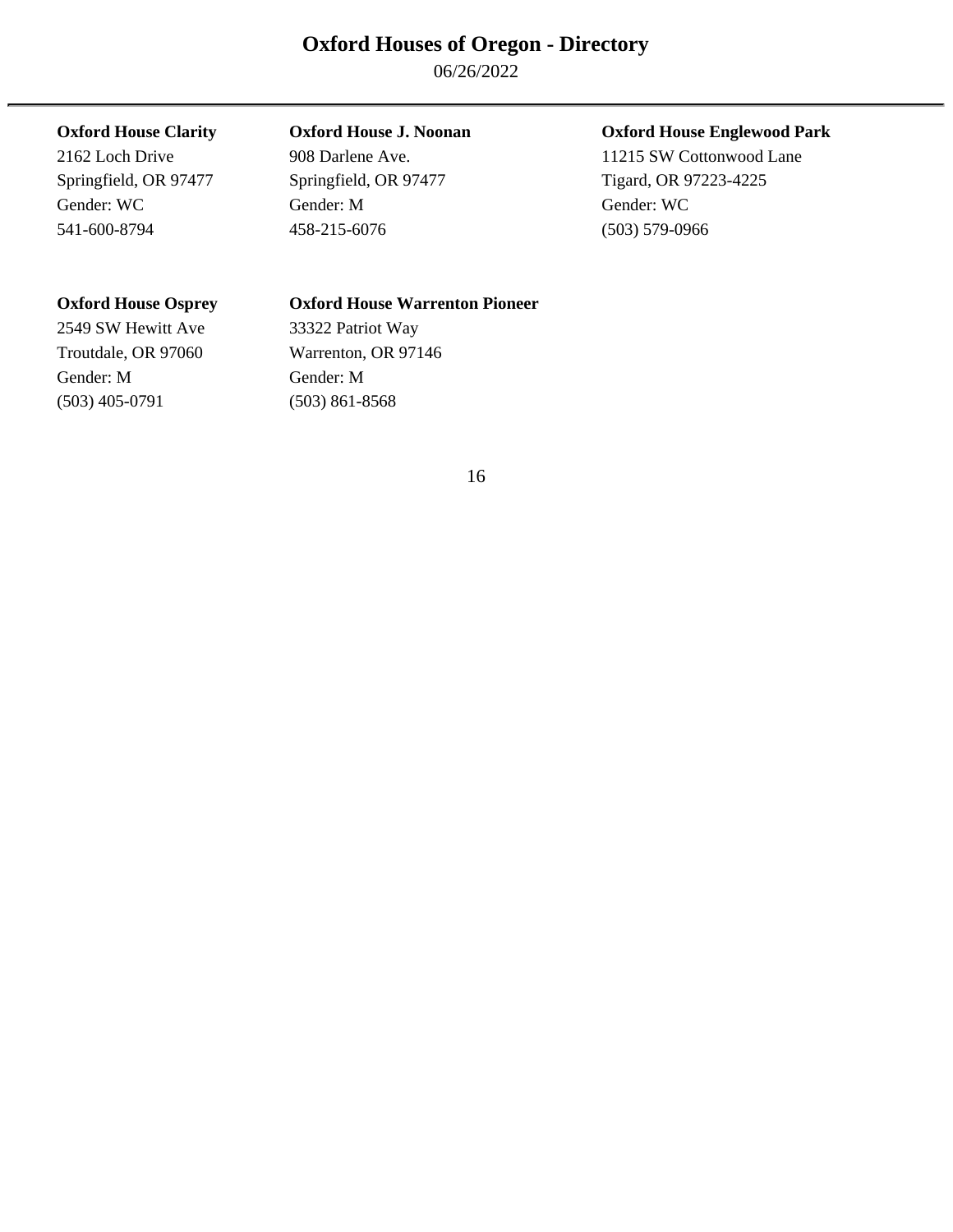**Oxford House Clarity**
2162 Loch Drive
Springfield, OR 97477
Gender: WC
541-600-8794

**Oxford House J. Noonan**
908 Darlene Ave.
Springfield, OR 97477
Gender: M
458-215-6076

**Oxford House Englewood Park**
11215 SW Cottonwood Lane
Tigard, OR 97223-4225
Gender: WC
(503) 579-0966

**Oxford House Osprey**
2549 SW Hewitt Ave
Troutdale, OR 97060
Gender: M
(503) 405-0791

**Oxford House Warrenton Pioneer**
33322 Patriot Way
Warrenton, OR 97146
Gender: M
(503) 861-8568